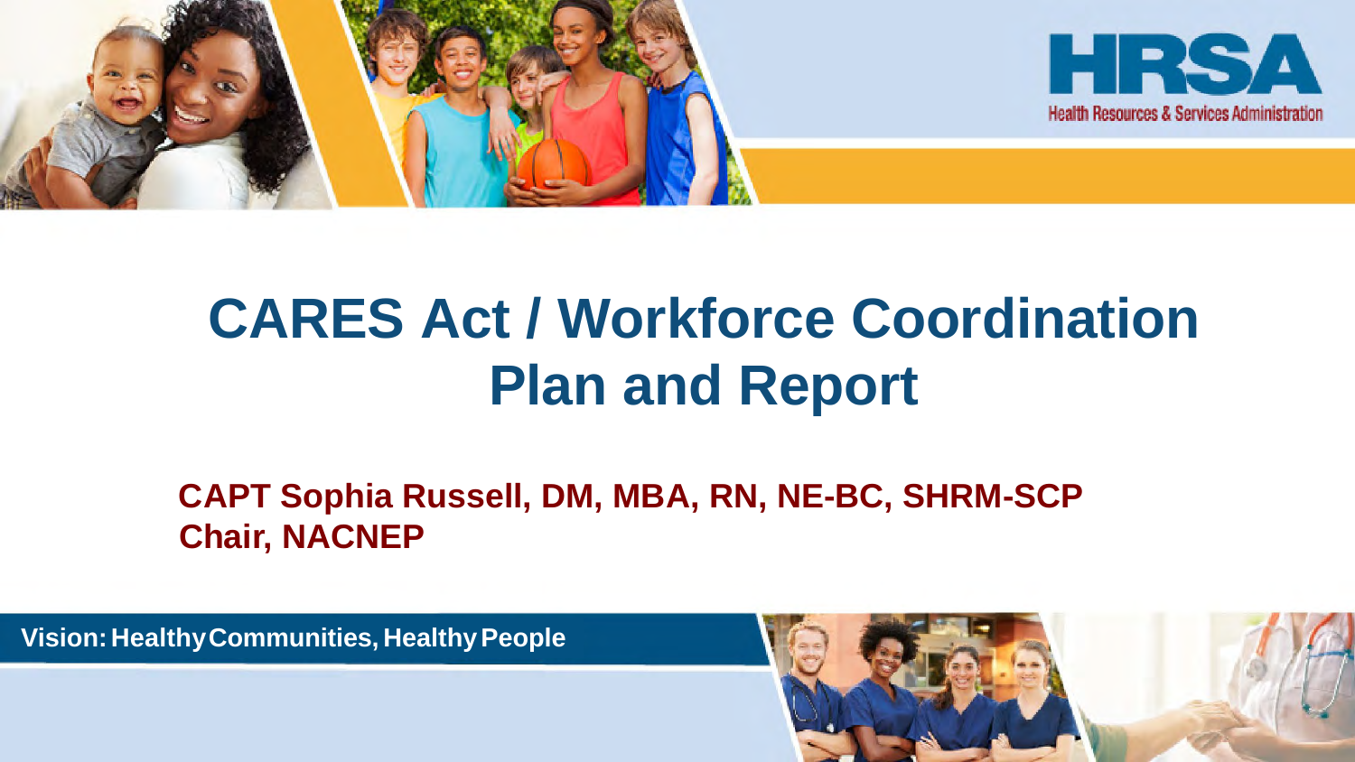Health Resources & Services Administration

# CARES Act / Workforce Coordination Plan and Report

**CAPT Sophia Russell, DM, MBA, RN, NE-BC, SHRM-SCP**
**Chair, NACNEP**

**Vision: Healthy Communities, Healthy People**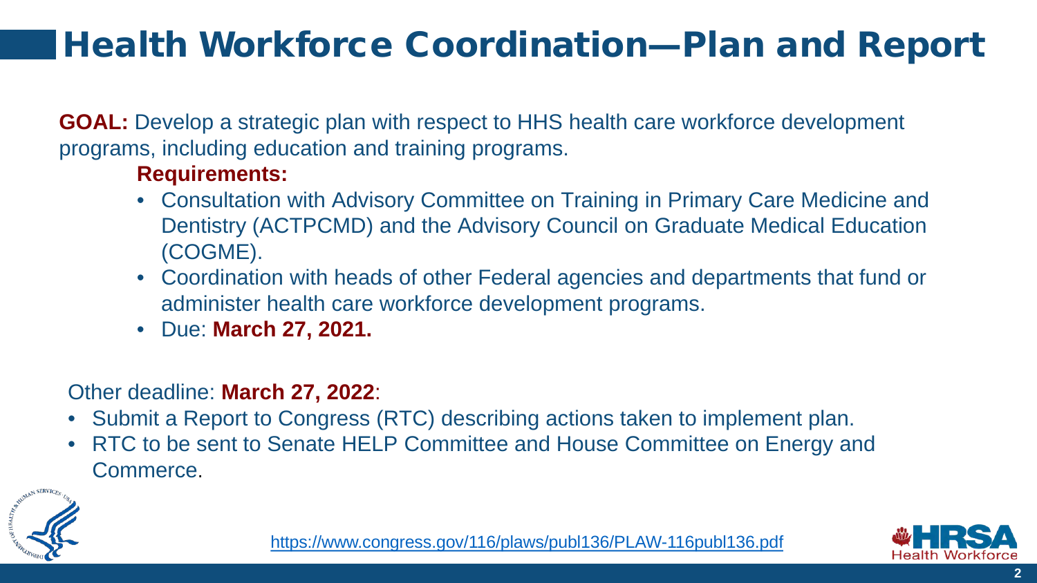# Health Workforce Coordination—Plan and Report

**GOAL:** Develop a strategic plan with respect to HHS health care workforce development programs, including education and training programs.

**Requirements:**

- Consultation with Advisory Committee on Training in Primary Care Medicine and Dentistry (ACTPCMD) and the Advisory Council on Graduate Medical Education (COGME).
- Coordination with heads of other Federal agencies and departments that fund or administer health care workforce development programs.
- Due: **March 27, 2021.**

Other deadline: **March 27, 2022**:

- Submit a Report to Congress (RTC) describing actions taken to implement plan.
- RTC to be sent to Senate HELP Committee and House Committee on Energy and Commerce.

https://www.congress.gov/116/plaws/publ136/PLAW-116publ136.pdf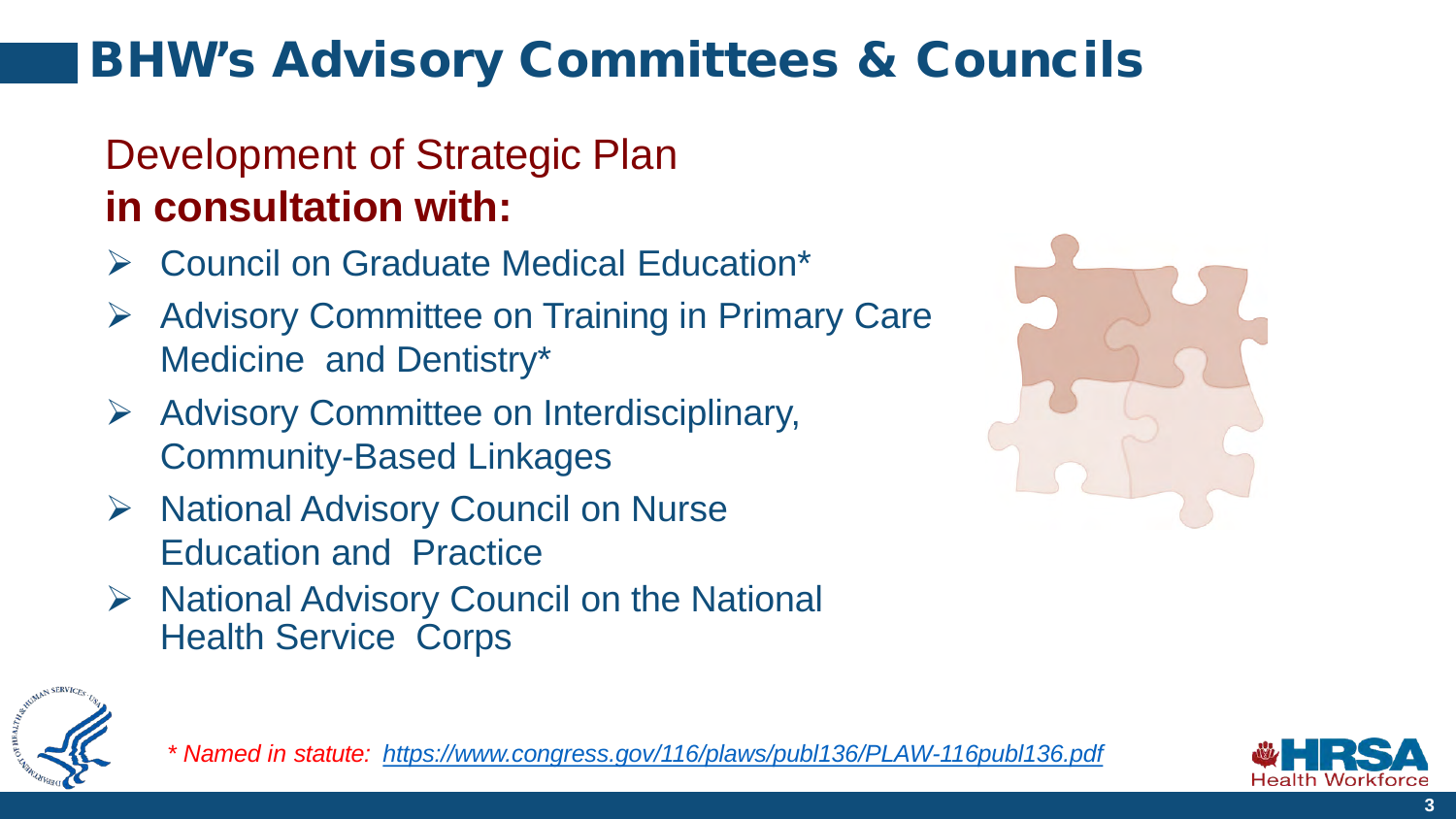# BHW's Advisory Committees & Councils

## Development of Strategic Plan **in consultation with:**

- Council on Graduate Medical Education*
- Advisory Committee on Training in Primary Care Medicine and Dentistry*
- Advisory Committee on Interdisciplinary, Community-Based Linkages
- National Advisory Council on Nurse Education and Practice
- National Advisory Council on the National Health Service Corps

*\* Named in statute: https://www.congress.gov/116/plaws/publ136/PLAW-116publ136.pdf*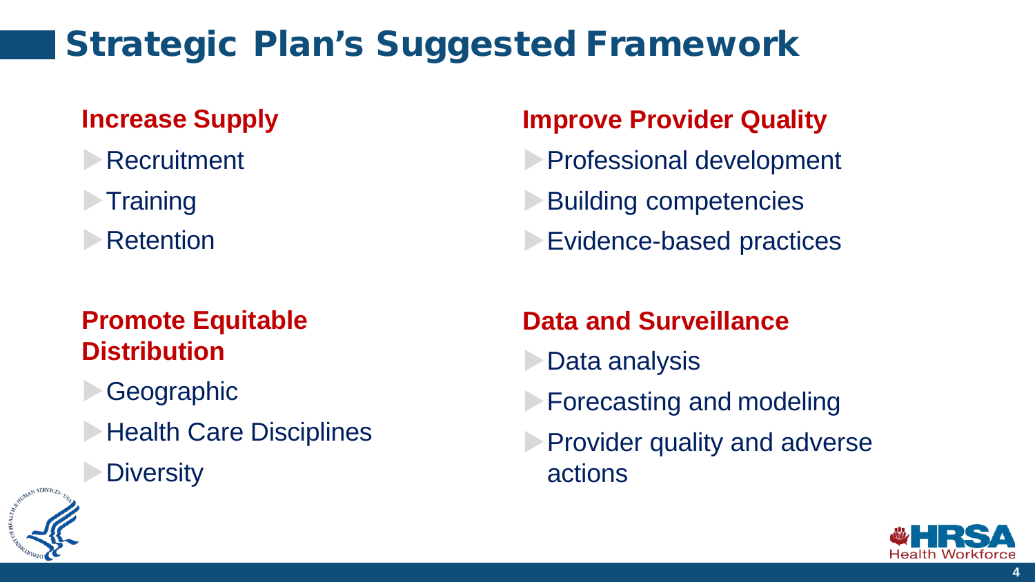# Strategic Plan's Suggested Framework

## Increase Supply

- Recruitment
- Training
- Retention

## Promote Equitable Distribution

- Geographic
- Health Care Disciplines
- Diversity

## Improve Provider Quality

- Professional development
- Building competencies
- Evidence-based practices

## Data and Surveillance

- Data analysis
- Forecasting and modeling
- Provider quality and adverse actions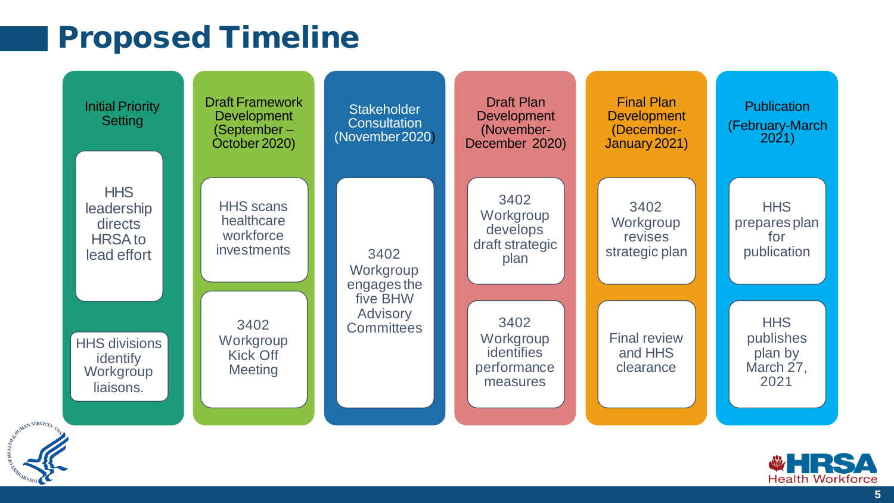# Proposed Timeline

**Initial Priority Setting**
- HHS leadership directs HRSA to lead effort
- HHS divisions identify Workgroup liaisons.

**Draft Framework Development (September – October 2020)**
- HHS scans healthcare workforce investments
- 3402 Workgroup Kick Off Meeting

**Stakeholder Consultation (November 2020)**
- 3402 Workgroup engages the five BHW Advisory Committees

**Draft Plan Development (November-December 2020)**
- 3402 Workgroup develops draft strategic plan
- 3402 Workgroup identifies performance measures

**Final Plan Development (December-January 2021)**
- 3402 Workgroup revises strategic plan
- Final review and HHS clearance

**Publication (February-March 2021)**
- HHS prepares plan for publication
- HHS publishes plan by March 27, 2021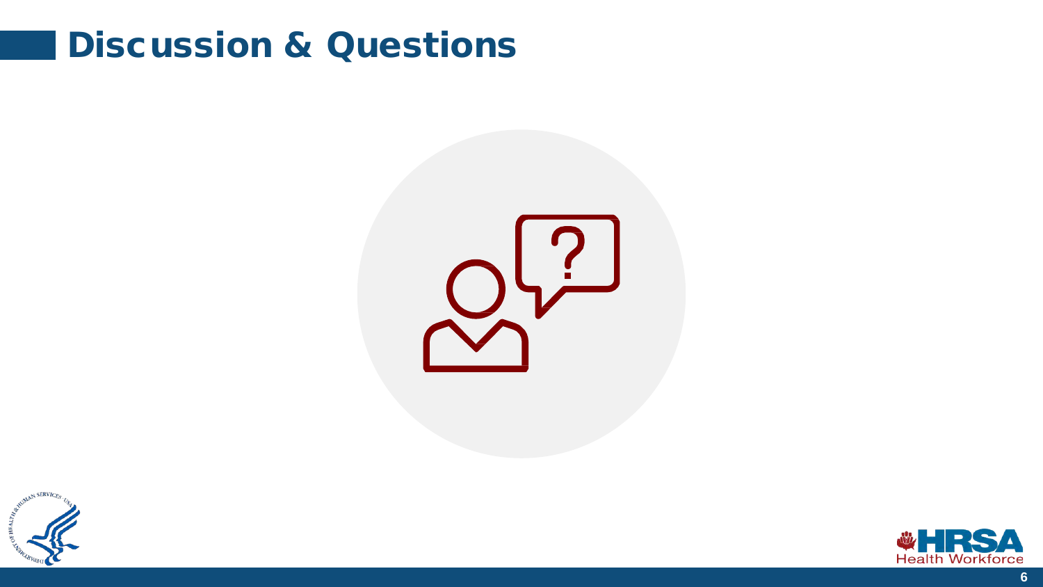# Discussion & Questions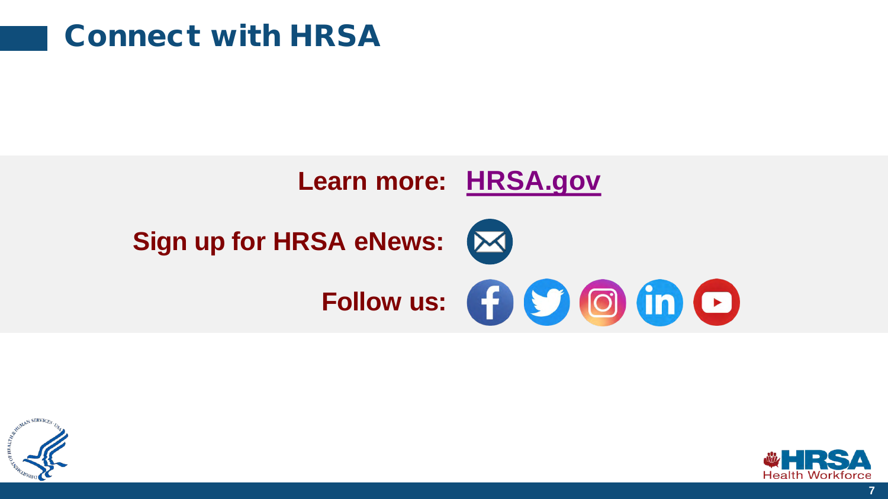# Connect with HRSA

**Learn more:** **HRSA.gov**

**Sign up for HRSA eNews:**

**Follow us:**